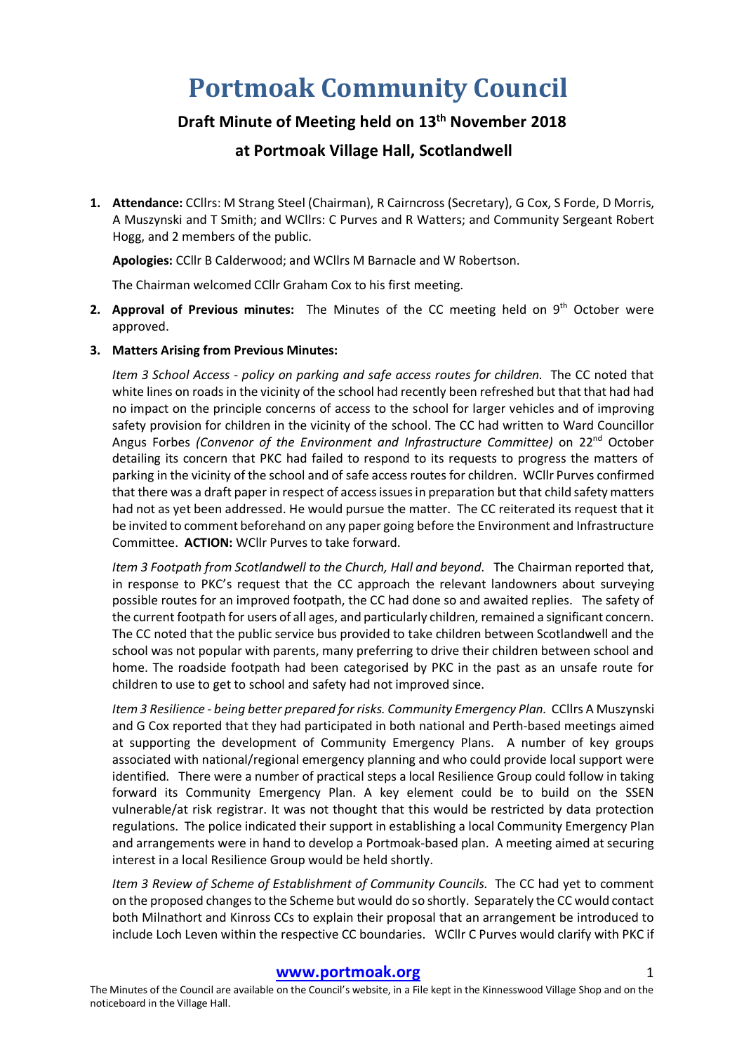# Portmoak Community Council

## Draft Minute of Meeting held on 13th November 2018

## at Portmoak Village Hall, Scotlandwell

1. **Attendance:** CCllrs: M Strang Steel (Chairman), R Cairncross (Secretary), G Cox, S Forde, D Morris, A Muszynski and T Smith; and WCllrs: C Purves and R Watters; and Community Sergeant Robert Hogg, and 2 members of the public.

   **Apologies:** CCllr B Calderwood; and WCllrs M Barnacle and W Robertson.

   The Chairman welcomed CCllr Graham Cox to his first meeting.

2. **Approval of Previous minutes:** The Minutes of the CC meeting held on 9th October were approved.

3. **Matters Arising from Previous Minutes:**

   *Item 3 School Access - policy on parking and safe access routes for children.* The CC noted that white lines on roads in the vicinity of the school had recently been refreshed but that that had had no impact on the principle concerns of access to the school for larger vehicles and of improving safety provision for children in the vicinity of the school. The CC had written to Ward Councillor Angus Forbes *(Convenor of the Environment and Infrastructure Committee)* on 22nd October detailing its concern that PKC had failed to respond to its requests to progress the matters of parking in the vicinity of the school and of safe access routes for children. WCllr Purves confirmed that there was a draft paper in respect of access issues in preparation but that child safety matters had not as yet been addressed. He would pursue the matter. The CC reiterated its request that it be invited to comment beforehand on any paper going before the Environment and Infrastructure Committee. **ACTION:** WCllr Purves to take forward.

   *Item 3 Footpath from Scotlandwell to the Church, Hall and beyond.* The Chairman reported that, in response to PKC's request that the CC approach the relevant landowners about surveying possible routes for an improved footpath, the CC had done so and awaited replies. The safety of the current footpath for users of all ages, and particularly children, remained a significant concern. The CC noted that the public service bus provided to take children between Scotlandwell and the school was not popular with parents, many preferring to drive their children between school and home. The roadside footpath had been categorised by PKC in the past as an unsafe route for children to use to get to school and safety had not improved since.

   *Item 3 Resilience - being better prepared for risks. Community Emergency Plan.* CCllrs A Muszynski and G Cox reported that they had participated in both national and Perth-based meetings aimed at supporting the development of Community Emergency Plans. A number of key groups associated with national/regional emergency planning and who could provide local support were identified. There were a number of practical steps a local Resilience Group could follow in taking forward its Community Emergency Plan. A key element could be to build on the SSEN vulnerable/at risk registrar. It was not thought that this would be restricted by data protection regulations. The police indicated their support in establishing a local Community Emergency Plan and arrangements were in hand to develop a Portmoak-based plan. A meeting aimed at securing interest in a local Resilience Group would be held shortly.

   *Item 3 Review of Scheme of Establishment of Community Councils.* The CC had yet to comment on the proposed changes to the Scheme but would do so shortly. Separately the CC would contact both Milnathort and Kinross CCs to explain their proposal that an arrangement be introduced to include Loch Leven within the respective CC boundaries. WCllr C Purves would clarify with PKC if

[www.portmoak.org](http://www.portmoak.org)

The Minutes of the Council are available on the Council's website, in a File kept in the Kinnesswood Village Shop and on the noticeboard in the Village Hall.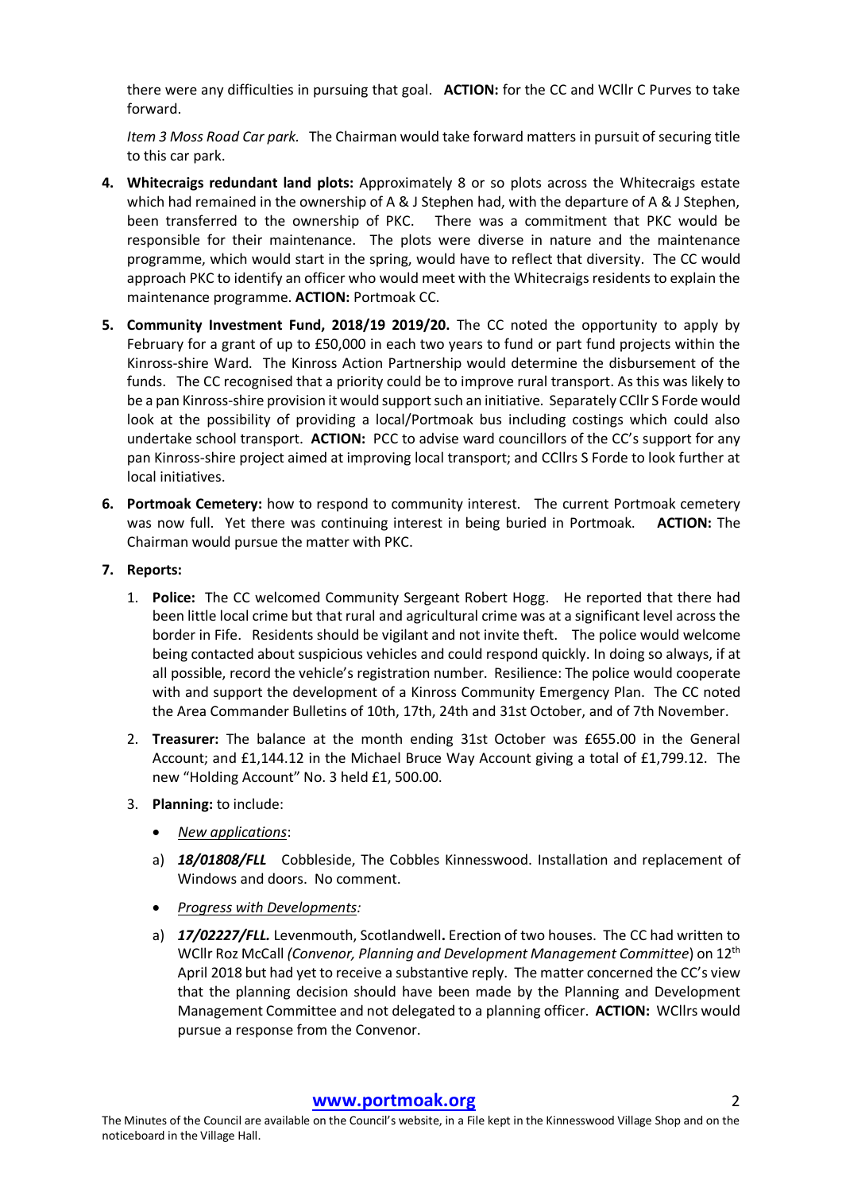there were any difficulties in pursuing that goal. **ACTION:** for the CC and WCllr C Purves to take forward.

*Item 3 Moss Road Car park.* The Chairman would take forward matters in pursuit of securing title to this car park.

4. **Whitecraigs redundant land plots:** Approximately 8 or so plots across the Whitecraigs estate which had remained in the ownership of A & J Stephen had, with the departure of A & J Stephen, been transferred to the ownership of PKC. There was a commitment that PKC would be responsible for their maintenance. The plots were diverse in nature and the maintenance programme, which would start in the spring, would have to reflect that diversity. The CC would approach PKC to identify an officer who would meet with the Whitecraigs residents to explain the maintenance programme. **ACTION:** Portmoak CC.

5. **Community Investment Fund, 2018/19 2019/20.** The CC noted the opportunity to apply by February for a grant of up to £50,000 in each two years to fund or part fund projects within the Kinross-shire Ward. The Kinross Action Partnership would determine the disbursement of the funds. The CC recognised that a priority could be to improve rural transport. As this was likely to be a pan Kinross-shire provision it would support such an initiative. Separately CCllr S Forde would look at the possibility of providing a local/Portmoak bus including costings which could also undertake school transport. **ACTION:** PCC to advise ward councillors of the CC's support for any pan Kinross-shire project aimed at improving local transport; and CCllrs S Forde to look further at local initiatives.

6. **Portmoak Cemetery:** how to respond to community interest. The current Portmoak cemetery was now full. Yet there was continuing interest in being buried in Portmoak. **ACTION:** The Chairman would pursue the matter with PKC.

7. **Reports:**

   1. **Police:** The CC welcomed Community Sergeant Robert Hogg. He reported that there had been little local crime but that rural and agricultural crime was at a significant level across the border in Fife. Residents should be vigilant and not invite theft. The police would welcome being contacted about suspicious vehicles and could respond quickly. In doing so always, if at all possible, record the vehicle's registration number. Resilience: The police would cooperate with and support the development of a Kinross Community Emergency Plan. The CC noted the Area Commander Bulletins of 10th, 17th, 24th and 31st October, and of 7th November.

   2. **Treasurer:** The balance at the month ending 31st October was £655.00 in the General Account; and £1,144.12 in the Michael Bruce Way Account giving a total of £1,799.12. The new "Holding Account" No. 3 held £1, 500.00.

   3. **Planning:** to include:

      - *New applications*:

      a) ***18/01808/FLL*** Cobbleside, The Cobbles Kinnesswood. Installation and replacement of Windows and doors. No comment.

      - *Progress with Developments:*

      a) ***17/02227/FLL.*** Levenmouth, Scotlandwell**.** Erection of two houses. The CC had written to WCllr Roz McCall *(Convenor, Planning and Development Management Committee*) on 12th April 2018 but had yet to receive a substantive reply. The matter concerned the CC's view that the planning decision should have been made by the Planning and Development Management Committee and not delegated to a planning officer. **ACTION:** WCllrs would pursue a response from the Convenor.

**www.portmoak.org**

The Minutes of the Council are available on the Council's website, in a File kept in the Kinnesswood Village Shop and on the noticeboard in the Village Hall.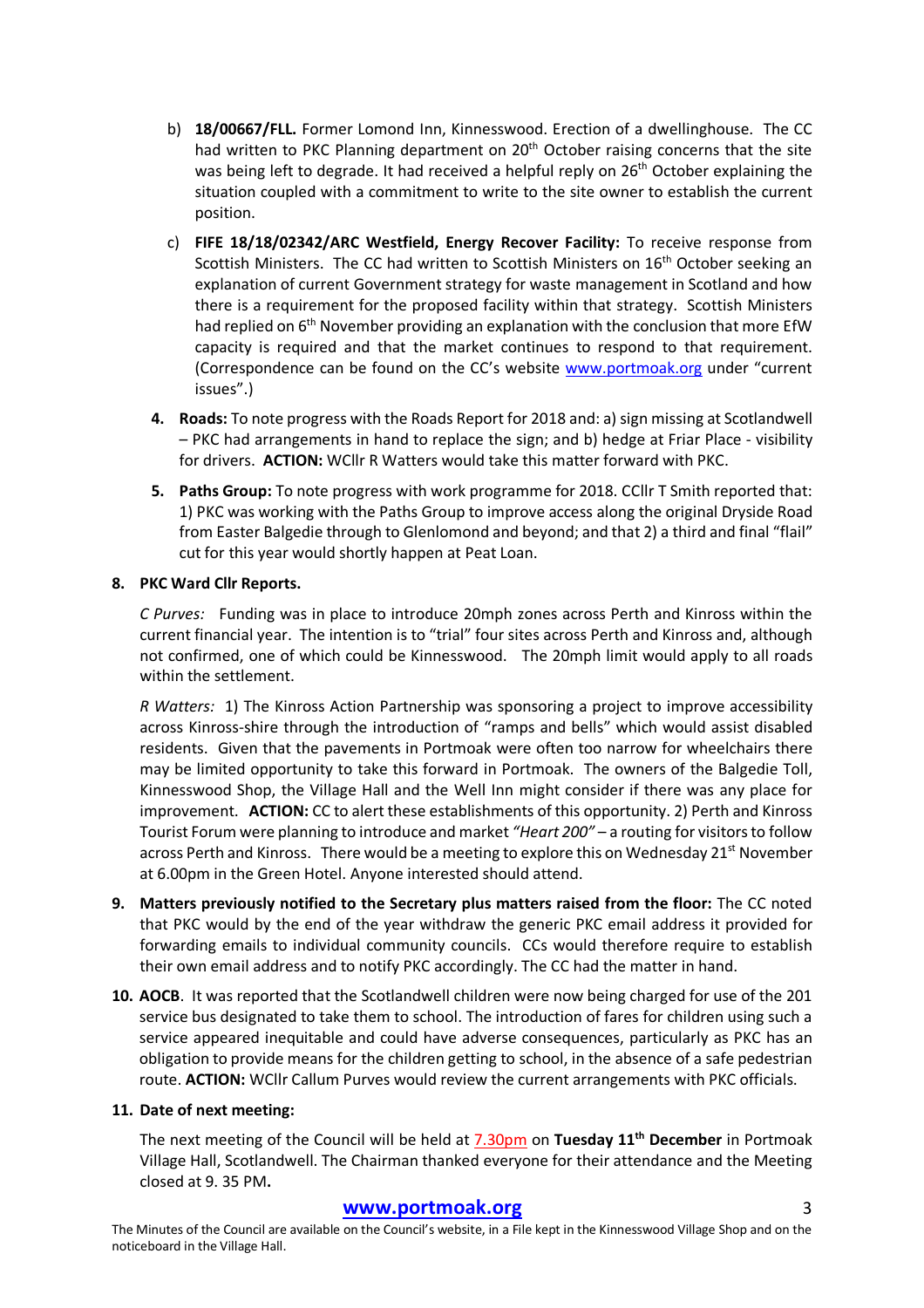b) **18/00667/FLL.** Former Lomond Inn, Kinnesswood. Erection of a dwellinghouse. The CC had written to PKC Planning department on 20th October raising concerns that the site was being left to degrade. It had received a helpful reply on 26th October explaining the situation coupled with a commitment to write to the site owner to establish the current position.

c) **FIFE 18/18/02342/ARC Westfield, Energy Recover Facility:** To receive response from Scottish Ministers. The CC had written to Scottish Ministers on 16th October seeking an explanation of current Government strategy for waste management in Scotland and how there is a requirement for the proposed facility within that strategy. Scottish Ministers had replied on 6th November providing an explanation with the conclusion that more EfW capacity is required and that the market continues to respond to that requirement. (Correspondence can be found on the CC's website www.portmoak.org under "current issues".)

4. **Roads:** To note progress with the Roads Report for 2018 and: a) sign missing at Scotlandwell – PKC had arrangements in hand to replace the sign; and b) hedge at Friar Place - visibility for drivers. **ACTION:** WCllr R Watters would take this matter forward with PKC.

5. **Paths Group:** To note progress with work programme for 2018. CCllr T Smith reported that: 1) PKC was working with the Paths Group to improve access along the original Dryside Road from Easter Balgedie through to Glenlomond and beyond; and that 2) a third and final "flail" cut for this year would shortly happen at Peat Loan.

**8. PKC Ward Cllr Reports.**

*C Purves:* Funding was in place to introduce 20mph zones across Perth and Kinross within the current financial year. The intention is to "trial" four sites across Perth and Kinross and, although not confirmed, one of which could be Kinnesswood. The 20mph limit would apply to all roads within the settlement.

*R Watters:* 1) The Kinross Action Partnership was sponsoring a project to improve accessibility across Kinross-shire through the introduction of "ramps and bells" which would assist disabled residents. Given that the pavements in Portmoak were often too narrow for wheelchairs there may be limited opportunity to take this forward in Portmoak. The owners of the Balgedie Toll, Kinnesswood Shop, the Village Hall and the Well Inn might consider if there was any place for improvement. **ACTION:** CC to alert these establishments of this opportunity. 2) Perth and Kinross Tourist Forum were planning to introduce and market *"Heart 200"* – a routing for visitors to follow across Perth and Kinross. There would be a meeting to explore this on Wednesday 21st November at 6.00pm in the Green Hotel. Anyone interested should attend.

**9. Matters previously notified to the Secretary plus matters raised from the floor:** The CC noted that PKC would by the end of the year withdraw the generic PKC email address it provided for forwarding emails to individual community councils. CCs would therefore require to establish their own email address and to notify PKC accordingly. The CC had the matter in hand.

**10. AOCB**. It was reported that the Scotlandwell children were now being charged for use of the 201 service bus designated to take them to school. The introduction of fares for children using such a service appeared inequitable and could have adverse consequences, particularly as PKC has an obligation to provide means for the children getting to school, in the absence of a safe pedestrian route. **ACTION:** WCllr Callum Purves would review the current arrangements with PKC officials.

**11. Date of next meeting:**

The next meeting of the Council will be held at 7.30pm on **Tuesday 11th December** in Portmoak Village Hall, Scotlandwell. The Chairman thanked everyone for their attendance and the Meeting closed at 9. 35 PM**.**

**www.portmoak.org**

The Minutes of the Council are available on the Council's website, in a File kept in the Kinnesswood Village Shop and on the noticeboard in the Village Hall.